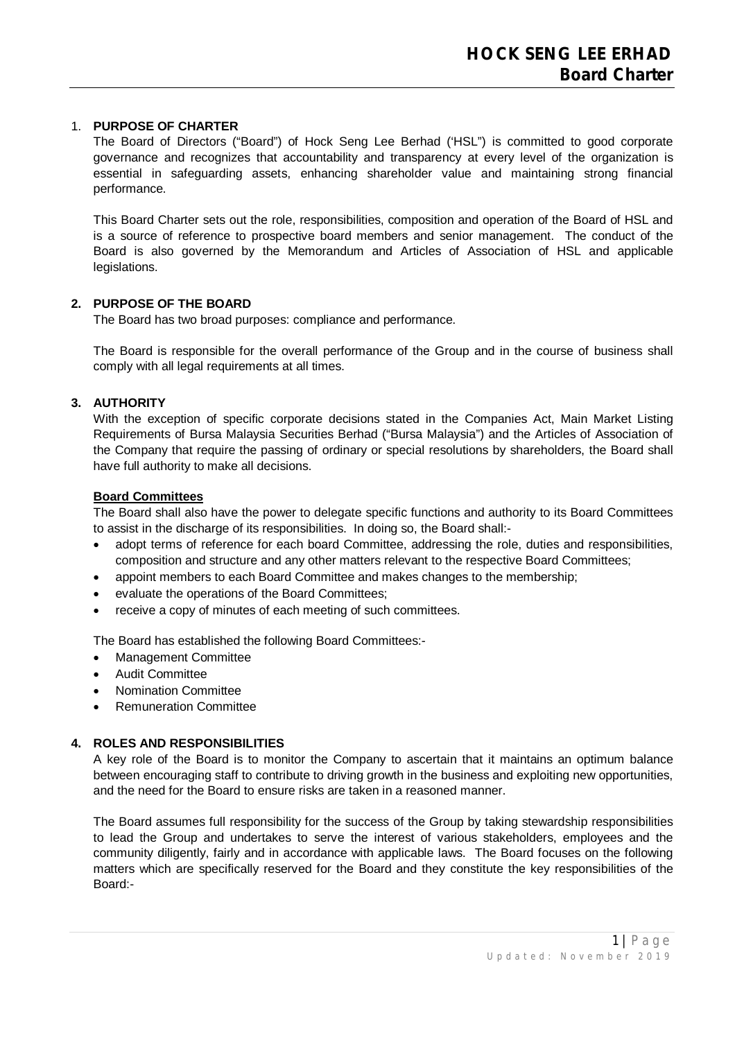## 1. PURPOSE OF CHARTER

The Board of Directors ("Board") of Hock Seng Lee Berhad ('HSL") is committed to good corporate governance and recognizes that accountability and transparency at every level of the organization is essential in safeguarding assets, enhancing shareholder value and maintaining strong financial performance.

This Board Charter sets out the role, responsibilities, composition and operation of the Board of HSL and is a source of reference to prospective board members and senior management. The conduct of the Board is also governed by the Memorandum and Articles of Association of HSL and applicable legislations.

## 2. PURPOSE OF THE BOARD

The Board has two broad purposes: compliance and performance.

The Board is responsible for the overall performance of the Group and in the course of business shall comply with all legal requirements at all times.

## 3. AUTHORITY

With the exception of specific corporate decisions stated in the Companies Act, Main Market Listing Requirements of Bursa Malaysia Securities Berhad ("Bursa Malaysia") and the Articles of Association of the Company that require the passing of ordinary or special resolutions by shareholders, the Board shall have full authority to make all decisions.

**Board Committees**

The Board shall also have the power to delegate specific functions and authority to its Board Committees to assist in the discharge of its responsibilities. In doing so, the Board shall:-

- adopt terms of reference for each board Committee, addressing the role, duties and responsibilities, composition and structure and any other matters relevant to the respective Board Committees;
- appoint members to each Board Committee and makes changes to the membership;
- evaluate the operations of the Board Committees;
- receive a copy of minutes of each meeting of such committees.

The Board has established the following Board Committees:-

- Management Committee
- Audit Committee
- Nomination Committee
- Remuneration Committee

## 4. ROLES AND RESPONSIBILITIES

A key role of the Board is to monitor the Company to ascertain that it maintains an optimum balance between encouraging staff to contribute to driving growth in the business and exploiting new opportunities, and the need for the Board to ensure risks are taken in a reasoned manner.

The Board assumes full responsibility for the success of the Group by taking stewardship responsibilities to lead the Group and undertakes to serve the interest of various stakeholders, employees and the community diligently, fairly and in accordance with applicable laws. The Board focuses on the following matters which are specifically reserved for the Board and they constitute the key responsibilities of the Board:-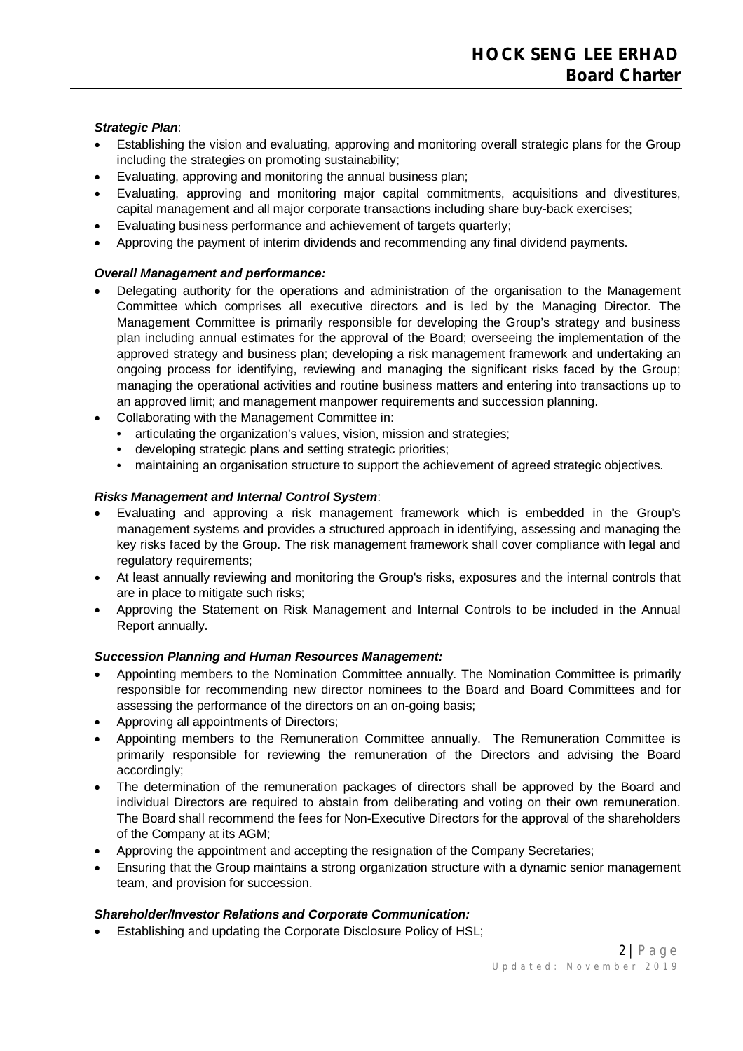***Strategic Plan***:

- Establishing the vision and evaluating, approving and monitoring overall strategic plans for the Group including the strategies on promoting sustainability;
- Evaluating, approving and monitoring the annual business plan;
- Evaluating, approving and monitoring major capital commitments, acquisitions and divestitures, capital management and all major corporate transactions including share buy-back exercises;
- Evaluating business performance and achievement of targets quarterly;
- Approving the payment of interim dividends and recommending any final dividend payments.

***Overall Management and performance:***

- Delegating authority for the operations and administration of the organisation to the Management Committee which comprises all executive directors and is led by the Managing Director. The Management Committee is primarily responsible for developing the Group's strategy and business plan including annual estimates for the approval of the Board; overseeing the implementation of the approved strategy and business plan; developing a risk management framework and undertaking an ongoing process for identifying, reviewing and managing the significant risks faced by the Group; managing the operational activities and routine business matters and entering into transactions up to an approved limit; and management manpower requirements and succession planning.
- Collaborating with the Management Committee in:
  - articulating the organization's values, vision, mission and strategies;
  - developing strategic plans and setting strategic priorities;
  - maintaining an organisation structure to support the achievement of agreed strategic objectives.

***Risks Management and Internal Control System***:

- Evaluating and approving a risk management framework which is embedded in the Group's management systems and provides a structured approach in identifying, assessing and managing the key risks faced by the Group. The risk management framework shall cover compliance with legal and regulatory requirements;
- At least annually reviewing and monitoring the Group's risks, exposures and the internal controls that are in place to mitigate such risks;
- Approving the Statement on Risk Management and Internal Controls to be included in the Annual Report annually.

***Succession Planning and Human Resources Management:***

- Appointing members to the Nomination Committee annually. The Nomination Committee is primarily responsible for recommending new director nominees to the Board and Board Committees and for assessing the performance of the directors on an on-going basis;
- Approving all appointments of Directors;
- Appointing members to the Remuneration Committee annually. The Remuneration Committee is primarily responsible for reviewing the remuneration of the Directors and advising the Board accordingly;
- The determination of the remuneration packages of directors shall be approved by the Board and individual Directors are required to abstain from deliberating and voting on their own remuneration. The Board shall recommend the fees for Non-Executive Directors for the approval of the shareholders of the Company at its AGM;
- Approving the appointment and accepting the resignation of the Company Secretaries;
- Ensuring that the Group maintains a strong organization structure with a dynamic senior management team, and provision for succession.

***Shareholder/Investor Relations and Corporate Communication:***

- Establishing and updating the Corporate Disclosure Policy of HSL;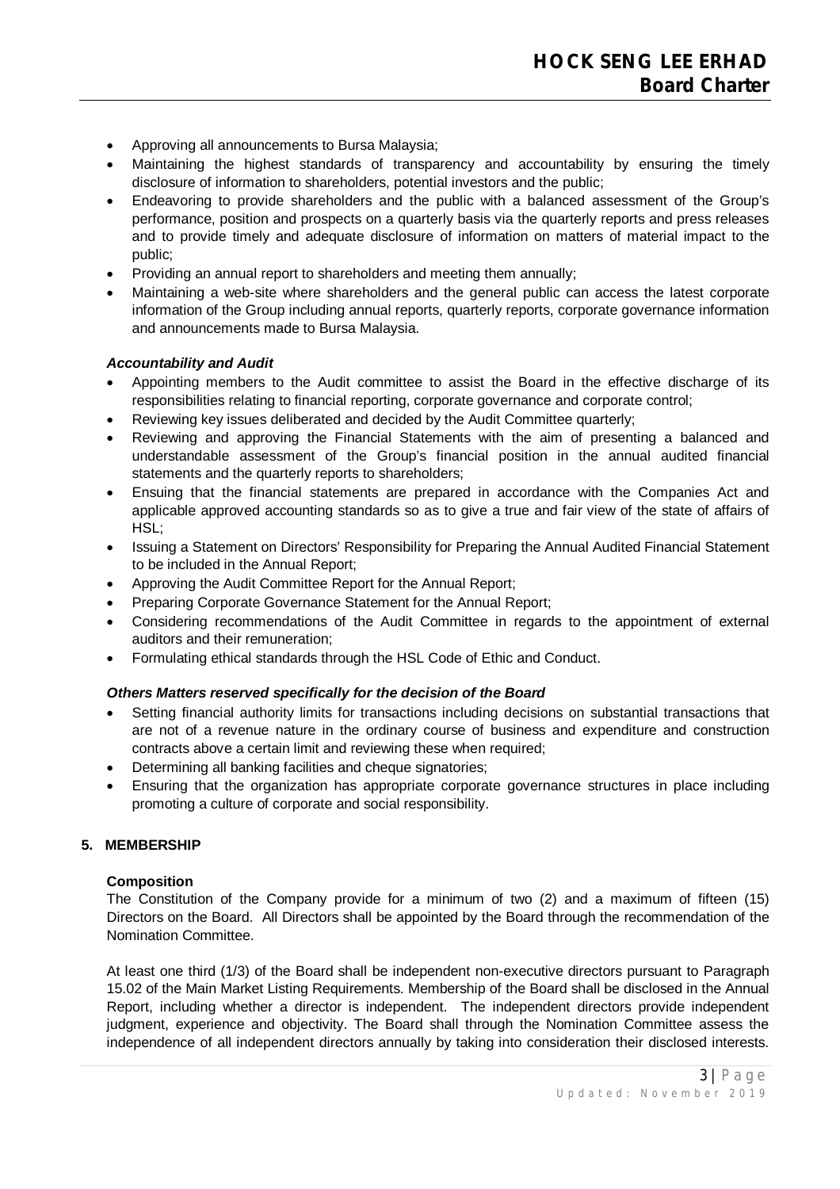- Approving all announcements to Bursa Malaysia;
- Maintaining the highest standards of transparency and accountability by ensuring the timely disclosure of information to shareholders, potential investors and the public;
- Endeavoring to provide shareholders and the public with a balanced assessment of the Group's performance, position and prospects on a quarterly basis via the quarterly reports and press releases and to provide timely and adequate disclosure of information on matters of material impact to the public;
- Providing an annual report to shareholders and meeting them annually;
- Maintaining a web-site where shareholders and the general public can access the latest corporate information of the Group including annual reports, quarterly reports, corporate governance information and announcements made to Bursa Malaysia.

***Accountability and Audit***

- Appointing members to the Audit committee to assist the Board in the effective discharge of its responsibilities relating to financial reporting, corporate governance and corporate control;
- Reviewing key issues deliberated and decided by the Audit Committee quarterly;
- Reviewing and approving the Financial Statements with the aim of presenting a balanced and understandable assessment of the Group's financial position in the annual audited financial statements and the quarterly reports to shareholders;
- Ensuing that the financial statements are prepared in accordance with the Companies Act and applicable approved accounting standards so as to give a true and fair view of the state of affairs of HSL;
- Issuing a Statement on Directors' Responsibility for Preparing the Annual Audited Financial Statement to be included in the Annual Report;
- Approving the Audit Committee Report for the Annual Report;
- Preparing Corporate Governance Statement for the Annual Report;
- Considering recommendations of the Audit Committee in regards to the appointment of external auditors and their remuneration;
- Formulating ethical standards through the HSL Code of Ethic and Conduct.

***Others Matters reserved specifically for the decision of the Board***

- Setting financial authority limits for transactions including decisions on substantial transactions that are not of a revenue nature in the ordinary course of business and expenditure and construction contracts above a certain limit and reviewing these when required;
- Determining all banking facilities and cheque signatories;
- Ensuring that the organization has appropriate corporate governance structures in place including promoting a culture of corporate and social responsibility.

## 5. MEMBERSHIP

**Composition**

The Constitution of the Company provide for a minimum of two (2) and a maximum of fifteen (15) Directors on the Board. All Directors shall be appointed by the Board through the recommendation of the Nomination Committee.

At least one third (1/3) of the Board shall be independent non-executive directors pursuant to Paragraph 15.02 of the Main Market Listing Requirements. Membership of the Board shall be disclosed in the Annual Report, including whether a director is independent. The independent directors provide independent judgment, experience and objectivity. The Board shall through the Nomination Committee assess the independence of all independent directors annually by taking into consideration their disclosed interests.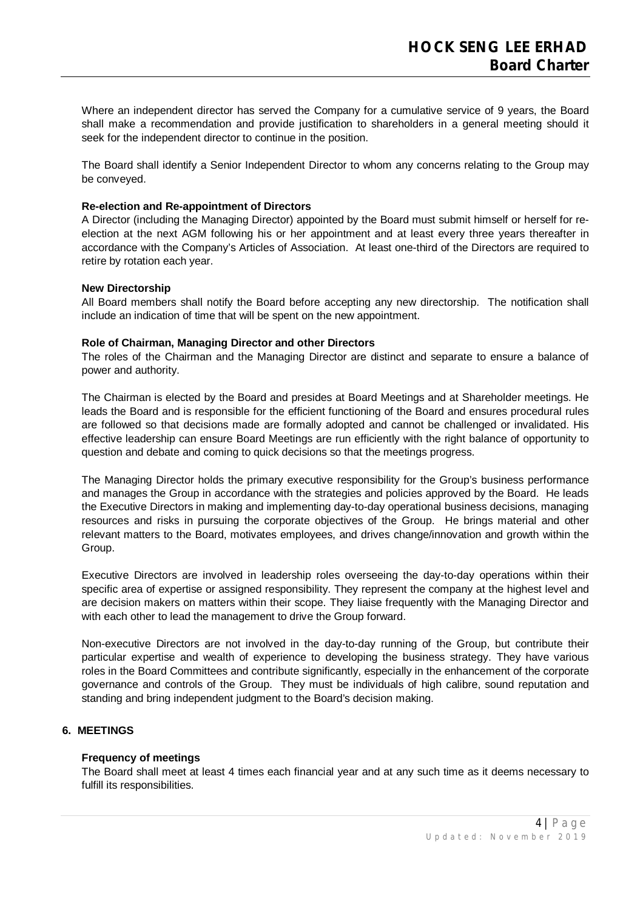Where an independent director has served the Company for a cumulative service of 9 years, the Board shall make a recommendation and provide justification to shareholders in a general meeting should it seek for the independent director to continue in the position.

The Board shall identify a Senior Independent Director to whom any concerns relating to the Group may be conveyed.

**Re-election and Re-appointment of Directors**

A Director (including the Managing Director) appointed by the Board must submit himself or herself for re-election at the next AGM following his or her appointment and at least every three years thereafter in accordance with the Company's Articles of Association. At least one-third of the Directors are required to retire by rotation each year.

**New Directorship**

All Board members shall notify the Board before accepting any new directorship. The notification shall include an indication of time that will be spent on the new appointment.

**Role of Chairman, Managing Director and other Directors**

The roles of the Chairman and the Managing Director are distinct and separate to ensure a balance of power and authority.

The Chairman is elected by the Board and presides at Board Meetings and at Shareholder meetings. He leads the Board and is responsible for the efficient functioning of the Board and ensures procedural rules are followed so that decisions made are formally adopted and cannot be challenged or invalidated. His effective leadership can ensure Board Meetings are run efficiently with the right balance of opportunity to question and debate and coming to quick decisions so that the meetings progress.

The Managing Director holds the primary executive responsibility for the Group's business performance and manages the Group in accordance with the strategies and policies approved by the Board. He leads the Executive Directors in making and implementing day-to-day operational business decisions, managing resources and risks in pursuing the corporate objectives of the Group. He brings material and other relevant matters to the Board, motivates employees, and drives change/innovation and growth within the Group.

Executive Directors are involved in leadership roles overseeing the day-to-day operations within their specific area of expertise or assigned responsibility. They represent the company at the highest level and are decision makers on matters within their scope. They liaise frequently with the Managing Director and with each other to lead the management to drive the Group forward.

Non-executive Directors are not involved in the day-to-day running of the Group, but contribute their particular expertise and wealth of experience to developing the business strategy. They have various roles in the Board Committees and contribute significantly, especially in the enhancement of the corporate governance and controls of the Group. They must be individuals of high calibre, sound reputation and standing and bring independent judgment to the Board's decision making.

## 6. MEETINGS

**Frequency of meetings**

The Board shall meet at least 4 times each financial year and at any such time as it deems necessary to fulfill its responsibilities.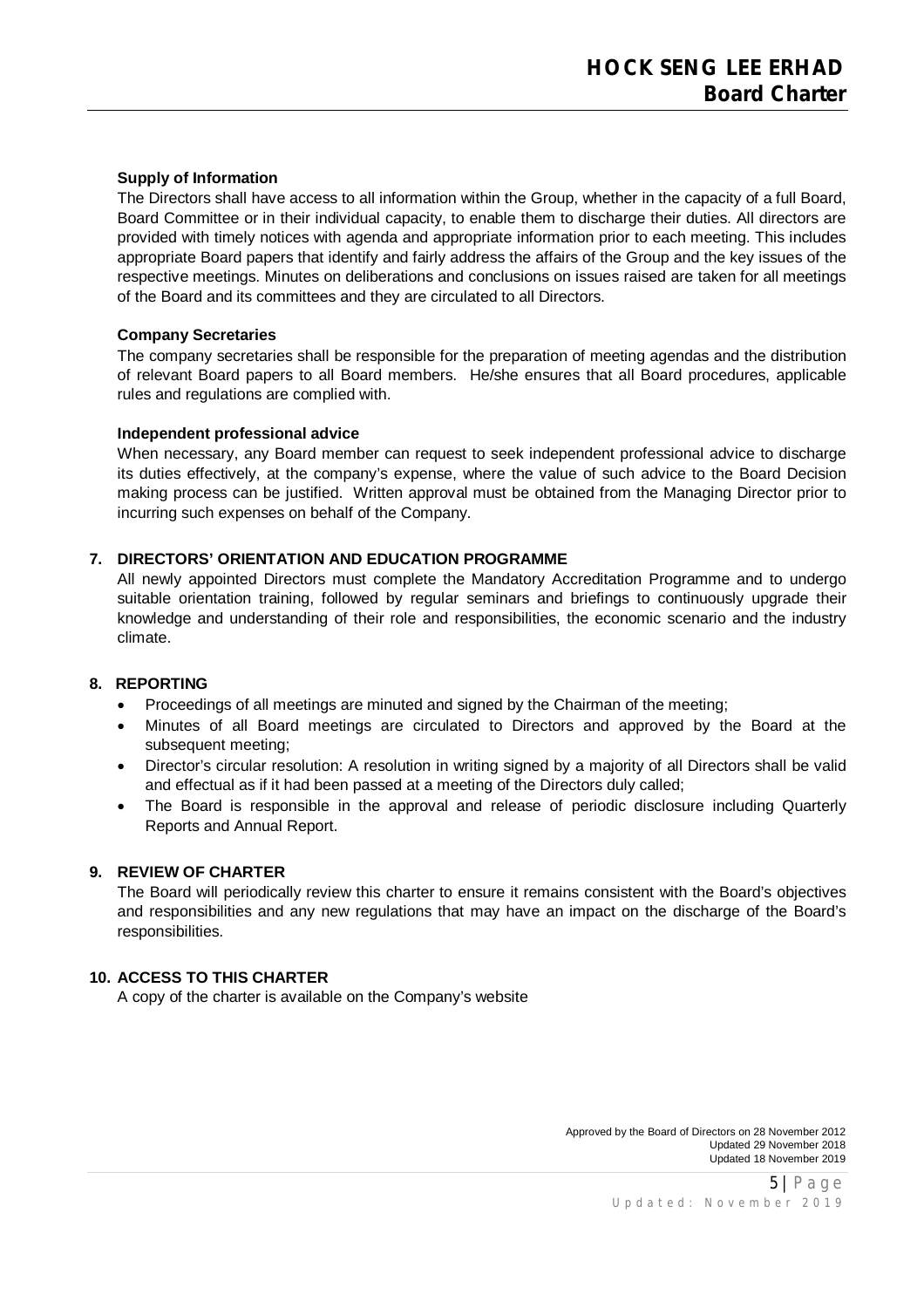**Supply of Information**

The Directors shall have access to all information within the Group, whether in the capacity of a full Board, Board Committee or in their individual capacity, to enable them to discharge their duties. All directors are provided with timely notices with agenda and appropriate information prior to each meeting. This includes appropriate Board papers that identify and fairly address the affairs of the Group and the key issues of the respective meetings. Minutes on deliberations and conclusions on issues raised are taken for all meetings of the Board and its committees and they are circulated to all Directors.

**Company Secretaries**

The company secretaries shall be responsible for the preparation of meeting agendas and the distribution of relevant Board papers to all Board members. He/she ensures that all Board procedures, applicable rules and regulations are complied with.

**Independent professional advice**

When necessary, any Board member can request to seek independent professional advice to discharge its duties effectively, at the company's expense, where the value of such advice to the Board Decision making process can be justified. Written approval must be obtained from the Managing Director prior to incurring such expenses on behalf of the Company.

## 7. DIRECTORS' ORIENTATION AND EDUCATION PROGRAMME

All newly appointed Directors must complete the Mandatory Accreditation Programme and to undergo suitable orientation training, followed by regular seminars and briefings to continuously upgrade their knowledge and understanding of their role and responsibilities, the economic scenario and the industry climate.

## 8. REPORTING

- Proceedings of all meetings are minuted and signed by the Chairman of the meeting;
- Minutes of all Board meetings are circulated to Directors and approved by the Board at the subsequent meeting;
- Director's circular resolution: A resolution in writing signed by a majority of all Directors shall be valid and effectual as if it had been passed at a meeting of the Directors duly called;
- The Board is responsible in the approval and release of periodic disclosure including Quarterly Reports and Annual Report.

## 9. REVIEW OF CHARTER

The Board will periodically review this charter to ensure it remains consistent with the Board's objectives and responsibilities and any new regulations that may have an impact on the discharge of the Board's responsibilities.

## 10. ACCESS TO THIS CHARTER

A copy of the charter is available on the Company's website

Approved by the Board of Directors on 28 November 2012
Updated 29 November 2018
Updated 18 November 2019